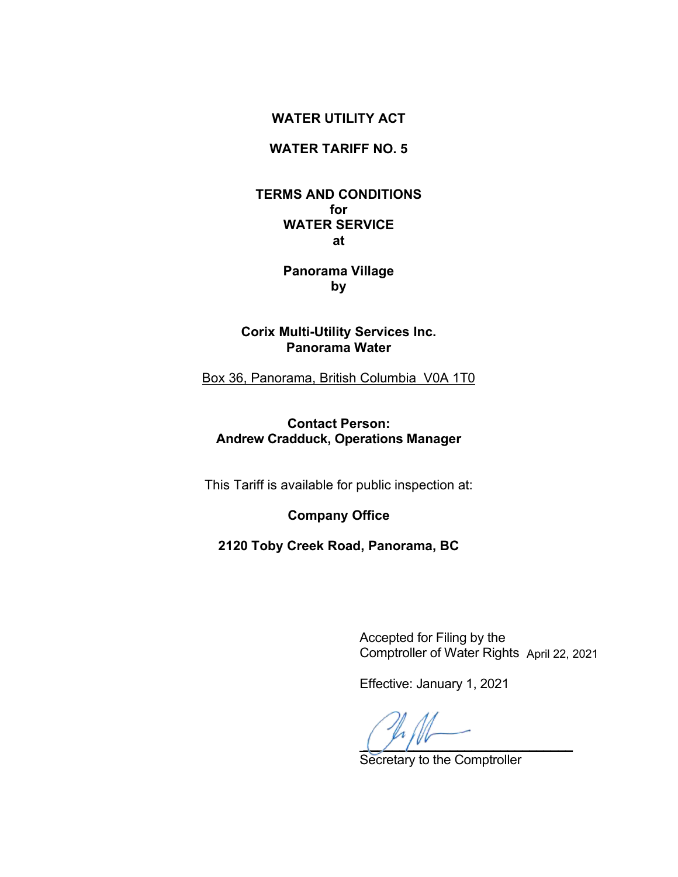**WATER UTILITY ACT**

**WATER TARIFF NO. 5**

**TERMS AND CONDITIONS**
**for**
**WATER SERVICE**
**at**

**Panorama Village**
**by**

**Corix Multi-Utility Services Inc.**
**Panorama Water**

Box 36, Panorama, British Columbia V0A 1T0

**Contact Person:**
**Andrew Cradduck, Operations Manager**

This Tariff is available for public inspection at:

**Company Office**

**2120 Toby Creek Road, Panorama, BC**

Accepted for Filing by the
Comptroller of Water Rights April 22, 2021

Effective: January 1, 2021

Secretary to the Comptroller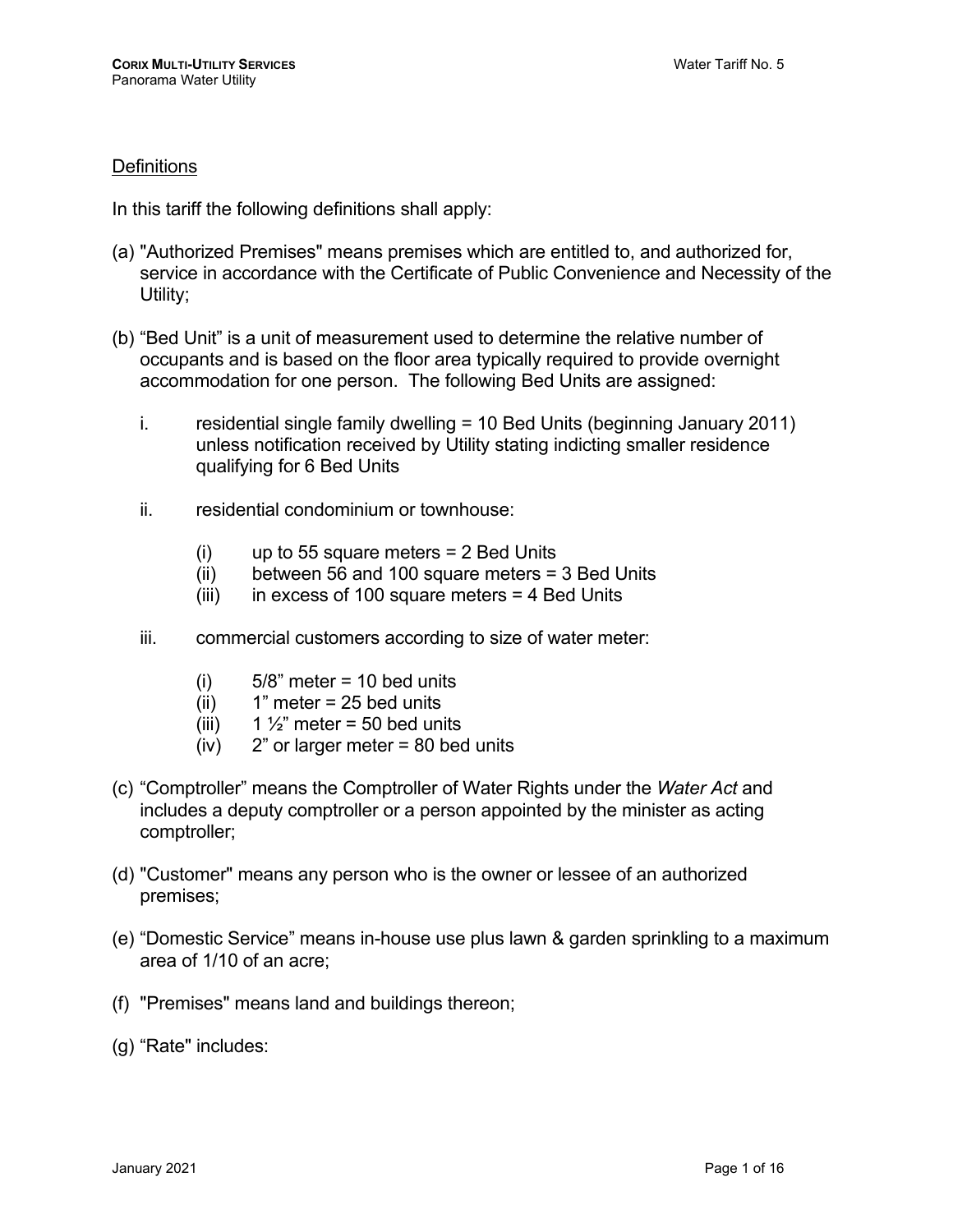## Definitions

In this tariff the following definitions shall apply:

(a) "Authorized Premises" means premises which are entitled to, and authorized for, service in accordance with the Certificate of Public Convenience and Necessity of the Utility;

(b) “Bed Unit” is a unit of measurement used to determine the relative number of occupants and is based on the floor area typically required to provide overnight accommodation for one person. The following Bed Units are assigned:

   i. residential single family dwelling = 10 Bed Units (beginning January 2011) unless notification received by Utility stating indicting smaller residence qualifying for 6 Bed Units

   ii. residential condominium or townhouse:

      (i) up to 55 square meters = 2 Bed Units
      (ii) between 56 and 100 square meters = 3 Bed Units
      (iii) in excess of 100 square meters = 4 Bed Units

   iii. commercial customers according to size of water meter:

      (i) 5/8” meter = 10 bed units
      (ii) 1” meter = 25 bed units
      (iii) 1 ½” meter = 50 bed units
      (iv) 2” or larger meter = 80 bed units

(c) “Comptroller” means the Comptroller of Water Rights under the *Water Act* and includes a deputy comptroller or a person appointed by the minister as acting comptroller;

(d) "Customer" means any person who is the owner or lessee of an authorized premises;

(e) “Domestic Service” means in-house use plus lawn & garden sprinkling to a maximum area of 1/10 of an acre;

(f) "Premises" means land and buildings thereon;

(g) “Rate" includes: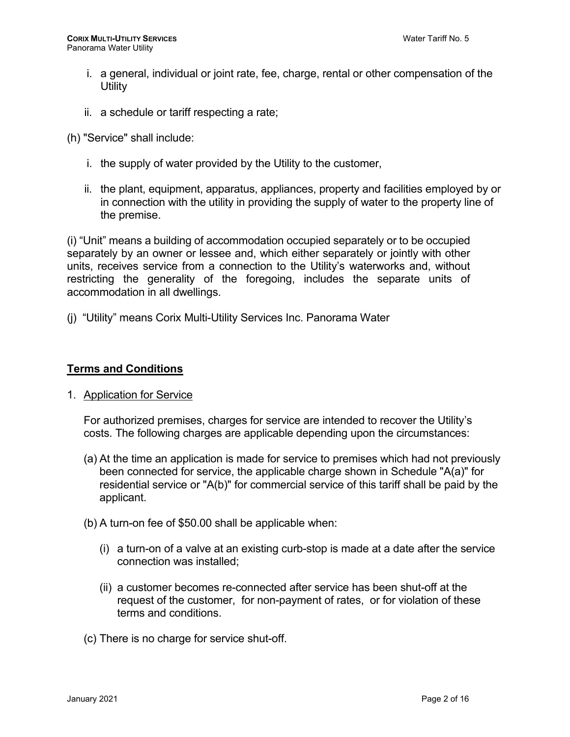i. a general, individual or joint rate, fee, charge, rental or other compensation of the Utility

ii. a schedule or tariff respecting a rate;

(h) "Service" shall include:

i. the supply of water provided by the Utility to the customer,

ii. the plant, equipment, apparatus, appliances, property and facilities employed by or in connection with the utility in providing the supply of water to the property line of the premise.

(i) “Unit” means a building of accommodation occupied separately or to be occupied separately by an owner or lessee and, which either separately or jointly with other units, receives service from a connection to the Utility’s waterworks and, without restricting the generality of the foregoing, includes the separate units of accommodation in all dwellings.

(j) “Utility” means Corix Multi-Utility Services Inc. Panorama Water

## **Terms and Conditions**

1. Application for Service

   For authorized premises, charges for service are intended to recover the Utility’s costs. The following charges are applicable depending upon the circumstances:

   (a) At the time an application is made for service to premises which had not previously been connected for service, the applicable charge shown in Schedule "A(a)" for residential service or "A(b)" for commercial service of this tariff shall be paid by the applicant.

   (b) A turn-on fee of $50.00 shall be applicable when:

      (i) a turn-on of a valve at an existing curb-stop is made at a date after the service connection was installed;

      (ii) a customer becomes re-connected after service has been shut-off at the request of the customer, for non-payment of rates, or for violation of these terms and conditions.

   (c) There is no charge for service shut-off.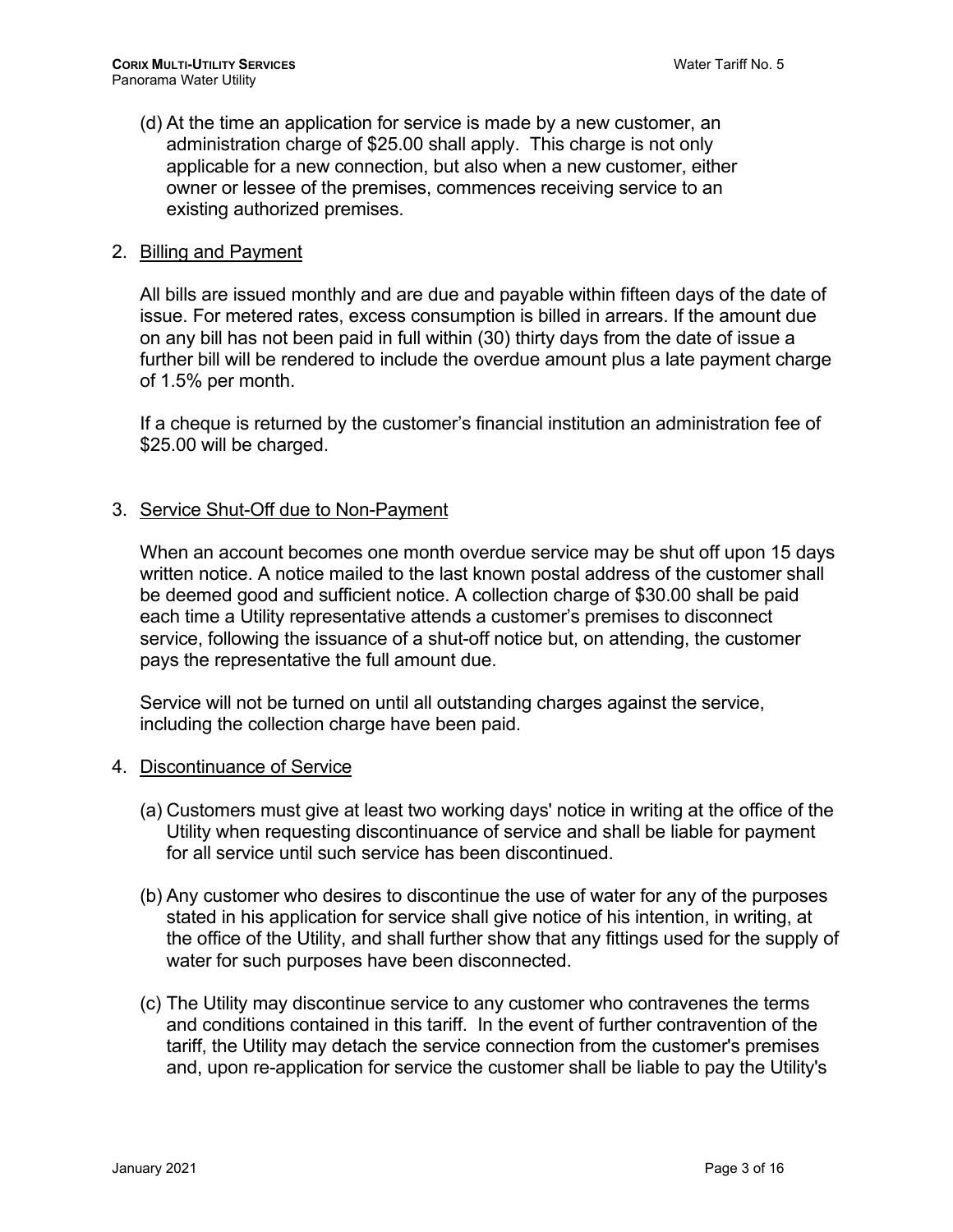(d) At the time an application for service is made by a new customer, an administration charge of $25.00 shall apply. This charge is not only applicable for a new connection, but also when a new customer, either owner or lessee of the premises, commences receiving service to an existing authorized premises.

2. Billing and Payment

All bills are issued monthly and are due and payable within fifteen days of the date of issue. For metered rates, excess consumption is billed in arrears. If the amount due on any bill has not been paid in full within (30) thirty days from the date of issue a further bill will be rendered to include the overdue amount plus a late payment charge of 1.5% per month.

If a cheque is returned by the customer's financial institution an administration fee of $25.00 will be charged.

3. Service Shut-Off due to Non-Payment

When an account becomes one month overdue service may be shut off upon 15 days written notice. A notice mailed to the last known postal address of the customer shall be deemed good and sufficient notice. A collection charge of $30.00 shall be paid each time a Utility representative attends a customer's premises to disconnect service, following the issuance of a shut-off notice but, on attending, the customer pays the representative the full amount due.

Service will not be turned on until all outstanding charges against the service, including the collection charge have been paid.

4. Discontinuance of Service

(a) Customers must give at least two working days' notice in writing at the office of the Utility when requesting discontinuance of service and shall be liable for payment for all service until such service has been discontinued.

(b) Any customer who desires to discontinue the use of water for any of the purposes stated in his application for service shall give notice of his intention, in writing, at the office of the Utility, and shall further show that any fittings used for the supply of water for such purposes have been disconnected.

(c) The Utility may discontinue service to any customer who contravenes the terms and conditions contained in this tariff. In the event of further contravention of the tariff, the Utility may detach the service connection from the customer's premises and, upon re-application for service the customer shall be liable to pay the Utility's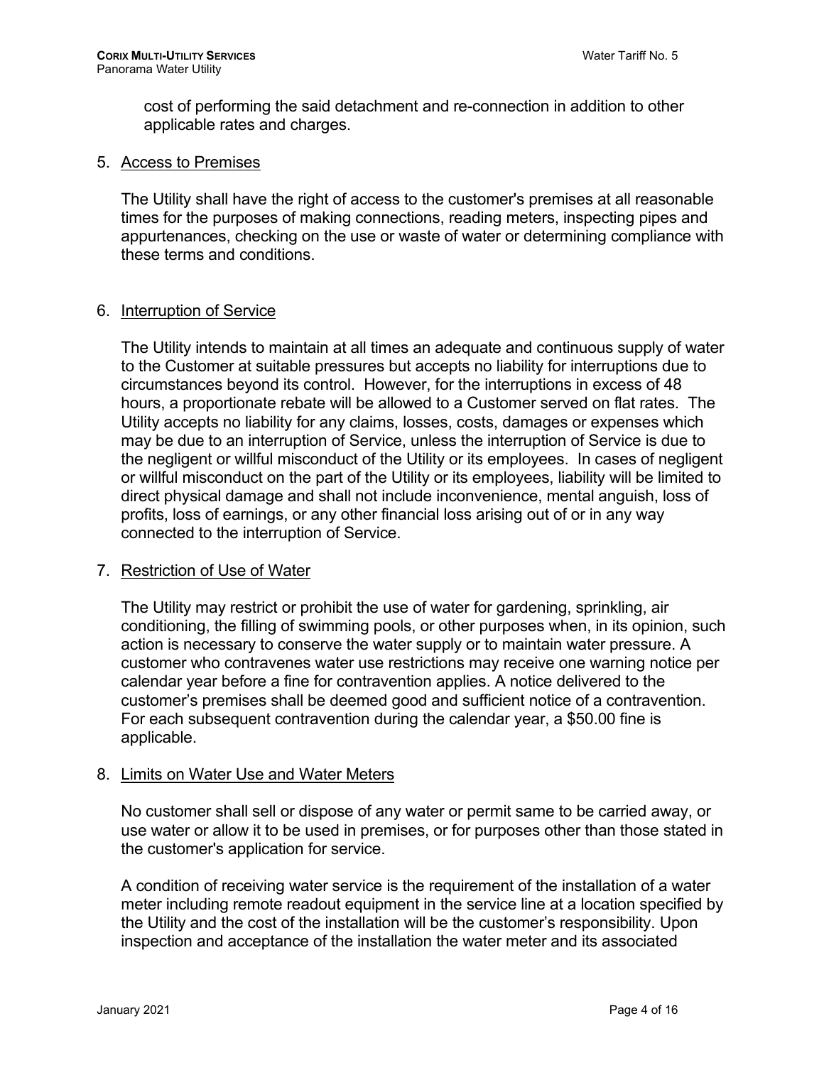cost of performing the said detachment and re-connection in addition to other applicable rates and charges.

5. Access to Premises

   The Utility shall have the right of access to the customer's premises at all reasonable times for the purposes of making connections, reading meters, inspecting pipes and appurtenances, checking on the use or waste of water or determining compliance with these terms and conditions.

6. Interruption of Service

   The Utility intends to maintain at all times an adequate and continuous supply of water to the Customer at suitable pressures but accepts no liability for interruptions due to circumstances beyond its control. However, for the interruptions in excess of 48 hours, a proportionate rebate will be allowed to a Customer served on flat rates. The Utility accepts no liability for any claims, losses, costs, damages or expenses which may be due to an interruption of Service, unless the interruption of Service is due to the negligent or willful misconduct of the Utility or its employees. In cases of negligent or willful misconduct on the part of the Utility or its employees, liability will be limited to direct physical damage and shall not include inconvenience, mental anguish, loss of profits, loss of earnings, or any other financial loss arising out of or in any way connected to the interruption of Service.

7. Restriction of Use of Water

   The Utility may restrict or prohibit the use of water for gardening, sprinkling, air conditioning, the filling of swimming pools, or other purposes when, in its opinion, such action is necessary to conserve the water supply or to maintain water pressure. A customer who contravenes water use restrictions may receive one warning notice per calendar year before a fine for contravention applies. A notice delivered to the customer's premises shall be deemed good and sufficient notice of a contravention. For each subsequent contravention during the calendar year, a $50.00 fine is applicable.

8. Limits on Water Use and Water Meters

   No customer shall sell or dispose of any water or permit same to be carried away, or use water or allow it to be used in premises, or for purposes other than those stated in the customer's application for service.

   A condition of receiving water service is the requirement of the installation of a water meter including remote readout equipment in the service line at a location specified by the Utility and the cost of the installation will be the customer's responsibility. Upon inspection and acceptance of the installation the water meter and its associated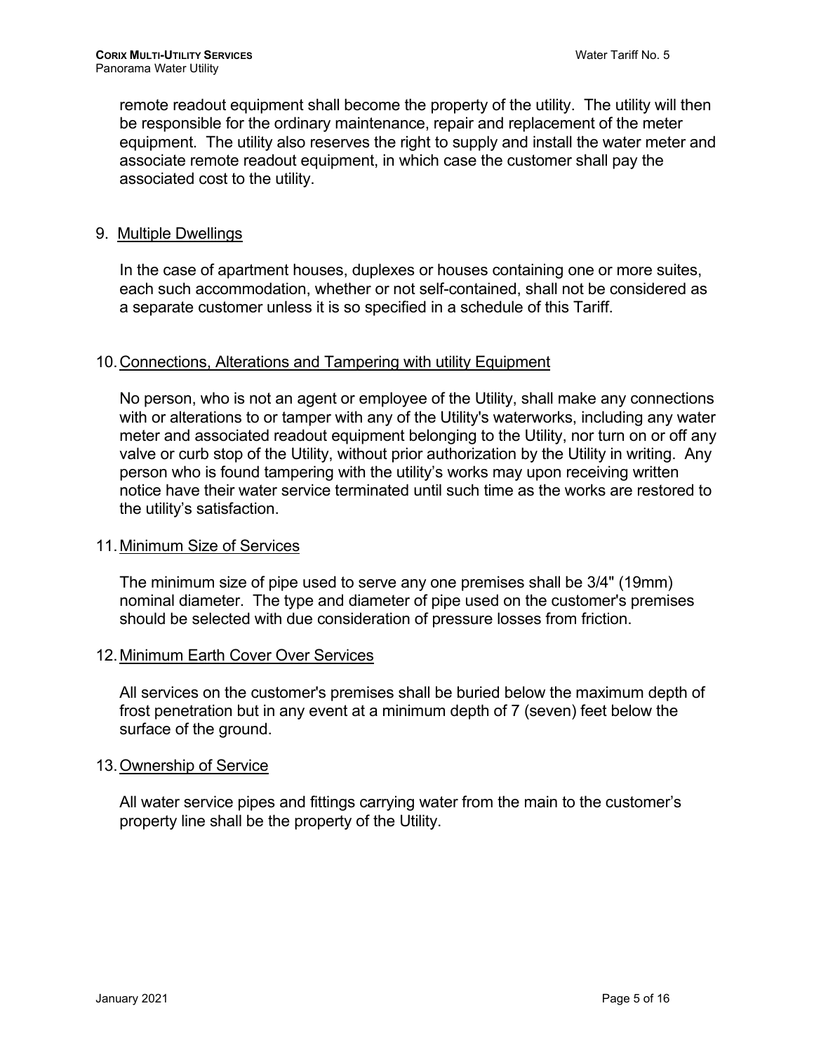remote readout equipment shall become the property of the utility. The utility will then be responsible for the ordinary maintenance, repair and replacement of the meter equipment. The utility also reserves the right to supply and install the water meter and associate remote readout equipment, in which case the customer shall pay the associated cost to the utility.

9. <u>Multiple Dwellings</u>

In the case of apartment houses, duplexes or houses containing one or more suites, each such accommodation, whether or not self-contained, shall not be considered as a separate customer unless it is so specified in a schedule of this Tariff.

10. <u>Connections, Alterations and Tampering with utility Equipment</u>

No person, who is not an agent or employee of the Utility, shall make any connections with or alterations to or tamper with any of the Utility's waterworks, including any water meter and associated readout equipment belonging to the Utility, nor turn on or off any valve or curb stop of the Utility, without prior authorization by the Utility in writing. Any person who is found tampering with the utility's works may upon receiving written notice have their water service terminated until such time as the works are restored to the utility's satisfaction.

11. <u>Minimum Size of Services</u>

The minimum size of pipe used to serve any one premises shall be 3/4" (19mm) nominal diameter. The type and diameter of pipe used on the customer's premises should be selected with due consideration of pressure losses from friction.

12. <u>Minimum Earth Cover Over Services</u>

All services on the customer's premises shall be buried below the maximum depth of frost penetration but in any event at a minimum depth of 7 (seven) feet below the surface of the ground.

13. <u>Ownership of Service</u>

All water service pipes and fittings carrying water from the main to the customer's property line shall be the property of the Utility.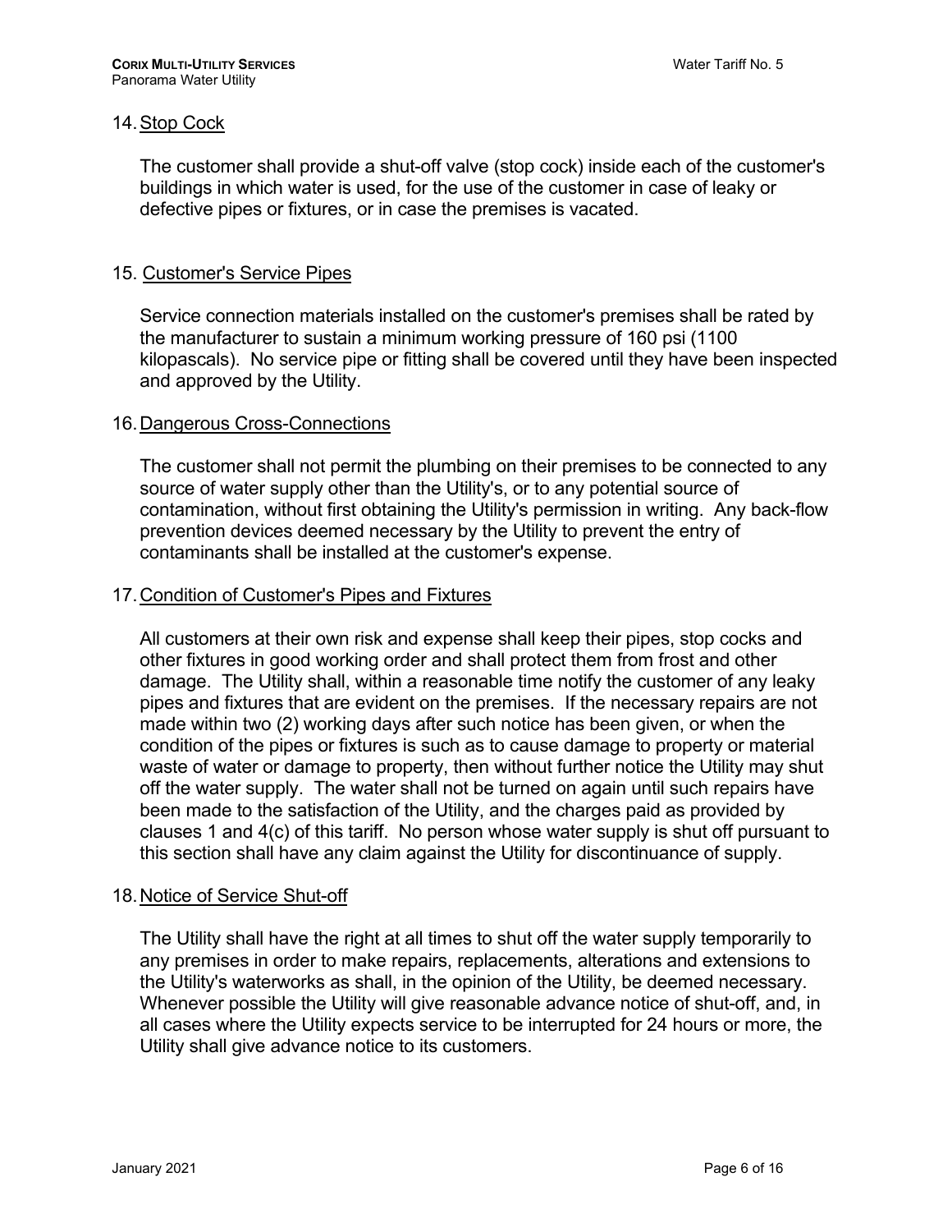## 14. Stop Cock

The customer shall provide a shut-off valve (stop cock) inside each of the customer's buildings in which water is used, for the use of the customer in case of leaky or defective pipes or fixtures, or in case the premises is vacated.

## 15. Customer's Service Pipes

Service connection materials installed on the customer's premises shall be rated by the manufacturer to sustain a minimum working pressure of 160 psi (1100 kilopascals). No service pipe or fitting shall be covered until they have been inspected and approved by the Utility.

## 16. Dangerous Cross-Connections

The customer shall not permit the plumbing on their premises to be connected to any source of water supply other than the Utility's, or to any potential source of contamination, without first obtaining the Utility's permission in writing. Any back-flow prevention devices deemed necessary by the Utility to prevent the entry of contaminants shall be installed at the customer's expense.

## 17. Condition of Customer's Pipes and Fixtures

All customers at their own risk and expense shall keep their pipes, stop cocks and other fixtures in good working order and shall protect them from frost and other damage. The Utility shall, within a reasonable time notify the customer of any leaky pipes and fixtures that are evident on the premises. If the necessary repairs are not made within two (2) working days after such notice has been given, or when the condition of the pipes or fixtures is such as to cause damage to property or material waste of water or damage to property, then without further notice the Utility may shut off the water supply. The water shall not be turned on again until such repairs have been made to the satisfaction of the Utility, and the charges paid as provided by clauses 1 and 4(c) of this tariff. No person whose water supply is shut off pursuant to this section shall have any claim against the Utility for discontinuance of supply.

## 18. Notice of Service Shut-off

The Utility shall have the right at all times to shut off the water supply temporarily to any premises in order to make repairs, replacements, alterations and extensions to the Utility's waterworks as shall, in the opinion of the Utility, be deemed necessary. Whenever possible the Utility will give reasonable advance notice of shut-off, and, in all cases where the Utility expects service to be interrupted for 24 hours or more, the Utility shall give advance notice to its customers.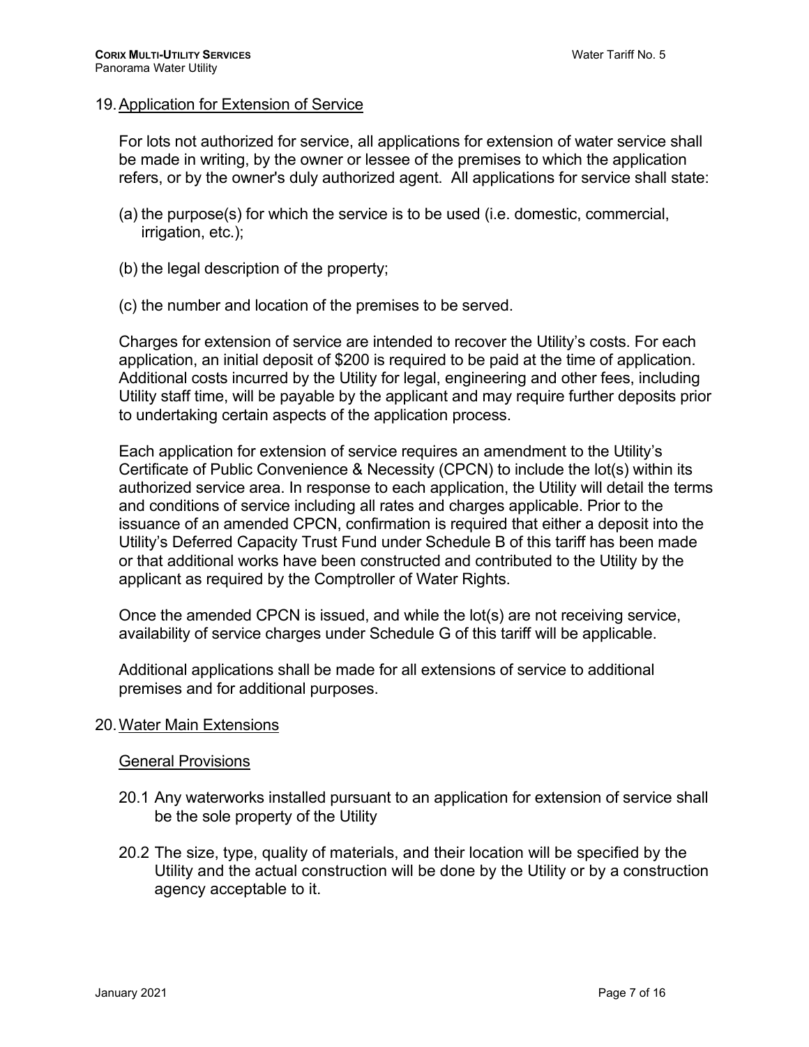## 19. Application for Extension of Service

For lots not authorized for service, all applications for extension of water service shall be made in writing, by the owner or lessee of the premises to which the application refers, or by the owner's duly authorized agent. All applications for service shall state:

(a) the purpose(s) for which the service is to be used (i.e. domestic, commercial, irrigation, etc.);

(b) the legal description of the property;

(c) the number and location of the premises to be served.

Charges for extension of service are intended to recover the Utility's costs. For each application, an initial deposit of $200 is required to be paid at the time of application. Additional costs incurred by the Utility for legal, engineering and other fees, including Utility staff time, will be payable by the applicant and may require further deposits prior to undertaking certain aspects of the application process.

Each application for extension of service requires an amendment to the Utility's Certificate of Public Convenience & Necessity (CPCN) to include the lot(s) within its authorized service area. In response to each application, the Utility will detail the terms and conditions of service including all rates and charges applicable. Prior to the issuance of an amended CPCN, confirmation is required that either a deposit into the Utility's Deferred Capacity Trust Fund under Schedule B of this tariff has been made or that additional works have been constructed and contributed to the Utility by the applicant as required by the Comptroller of Water Rights.

Once the amended CPCN is issued, and while the lot(s) are not receiving service, availability of service charges under Schedule G of this tariff will be applicable.

Additional applications shall be made for all extensions of service to additional premises and for additional purposes.

## 20. Water Main Extensions

### General Provisions

20.1 Any waterworks installed pursuant to an application for extension of service shall be the sole property of the Utility

20.2 The size, type, quality of materials, and their location will be specified by the Utility and the actual construction will be done by the Utility or by a construction agency acceptable to it.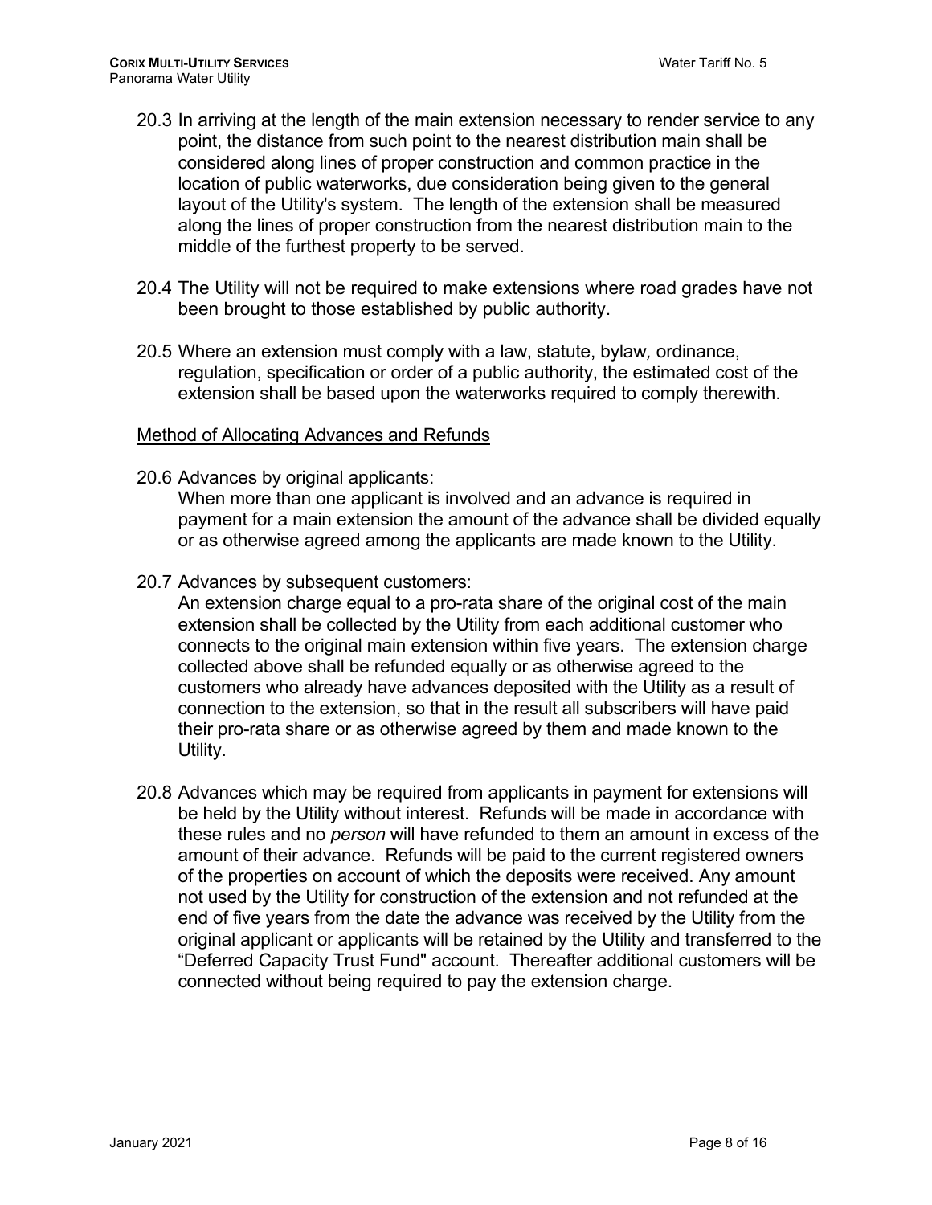20.3 In arriving at the length of the main extension necessary to render service to any point, the distance from such point to the nearest distribution main shall be considered along lines of proper construction and common practice in the location of public waterworks, due consideration being given to the general layout of the Utility's system. The length of the extension shall be measured along the lines of proper construction from the nearest distribution main to the middle of the furthest property to be served.

20.4 The Utility will not be required to make extensions where road grades have not been brought to those established by public authority.

20.5 Where an extension must comply with a law, statute, bylaw, ordinance, regulation, specification or order of a public authority, the estimated cost of the extension shall be based upon the waterworks required to comply therewith.

<u>Method of Allocating Advances and Refunds</u>

20.6 Advances by original applicants:
When more than one applicant is involved and an advance is required in payment for a main extension the amount of the advance shall be divided equally or as otherwise agreed among the applicants are made known to the Utility.

20.7 Advances by subsequent customers:
An extension charge equal to a pro-rata share of the original cost of the main extension shall be collected by the Utility from each additional customer who connects to the original main extension within five years. The extension charge collected above shall be refunded equally or as otherwise agreed to the customers who already have advances deposited with the Utility as a result of connection to the extension, so that in the result all subscribers will have paid their pro-rata share or as otherwise agreed by them and made known to the Utility.

20.8 Advances which may be required from applicants in payment for extensions will be held by the Utility without interest. Refunds will be made in accordance with these rules and no *person* will have refunded to them an amount in excess of the amount of their advance. Refunds will be paid to the current registered owners of the properties on account of which the deposits were received. Any amount not used by the Utility for construction of the extension and not refunded at the end of five years from the date the advance was received by the Utility from the original applicant or applicants will be retained by the Utility and transferred to the "Deferred Capacity Trust Fund" account. Thereafter additional customers will be connected without being required to pay the extension charge.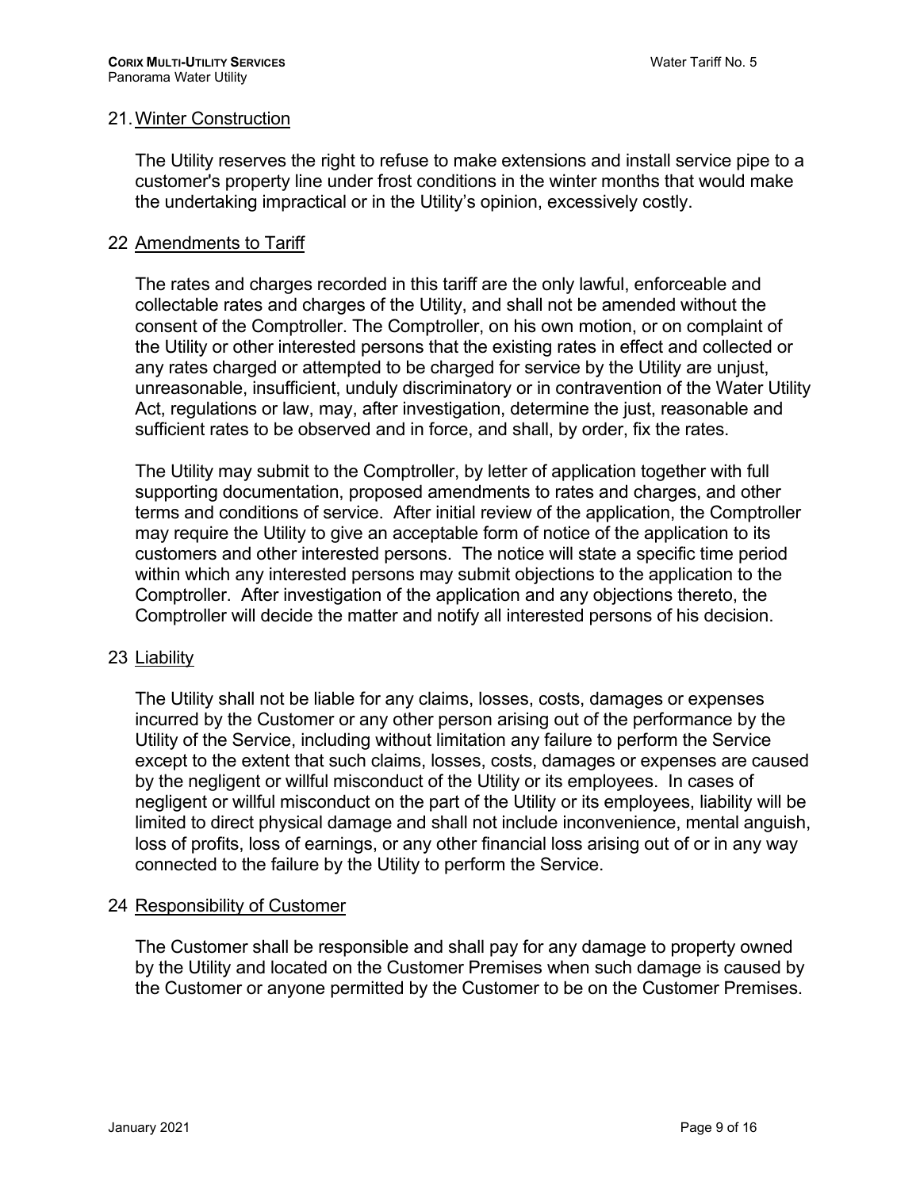## 21. Winter Construction

The Utility reserves the right to refuse to make extensions and install service pipe to a customer's property line under frost conditions in the winter months that would make the undertaking impractical or in the Utility's opinion, excessively costly.

## 22 Amendments to Tariff

The rates and charges recorded in this tariff are the only lawful, enforceable and collectable rates and charges of the Utility, and shall not be amended without the consent of the Comptroller. The Comptroller, on his own motion, or on complaint of the Utility or other interested persons that the existing rates in effect and collected or any rates charged or attempted to be charged for service by the Utility are unjust, unreasonable, insufficient, unduly discriminatory or in contravention of the Water Utility Act, regulations or law, may, after investigation, determine the just, reasonable and sufficient rates to be observed and in force, and shall, by order, fix the rates.

The Utility may submit to the Comptroller, by letter of application together with full supporting documentation, proposed amendments to rates and charges, and other terms and conditions of service. After initial review of the application, the Comptroller may require the Utility to give an acceptable form of notice of the application to its customers and other interested persons. The notice will state a specific time period within which any interested persons may submit objections to the application to the Comptroller. After investigation of the application and any objections thereto, the Comptroller will decide the matter and notify all interested persons of his decision.

## 23 Liability

The Utility shall not be liable for any claims, losses, costs, damages or expenses incurred by the Customer or any other person arising out of the performance by the Utility of the Service, including without limitation any failure to perform the Service except to the extent that such claims, losses, costs, damages or expenses are caused by the negligent or willful misconduct of the Utility or its employees. In cases of negligent or willful misconduct on the part of the Utility or its employees, liability will be limited to direct physical damage and shall not include inconvenience, mental anguish, loss of profits, loss of earnings, or any other financial loss arising out of or in any way connected to the failure by the Utility to perform the Service.

## 24 Responsibility of Customer

The Customer shall be responsible and shall pay for any damage to property owned by the Utility and located on the Customer Premises when such damage is caused by the Customer or anyone permitted by the Customer to be on the Customer Premises.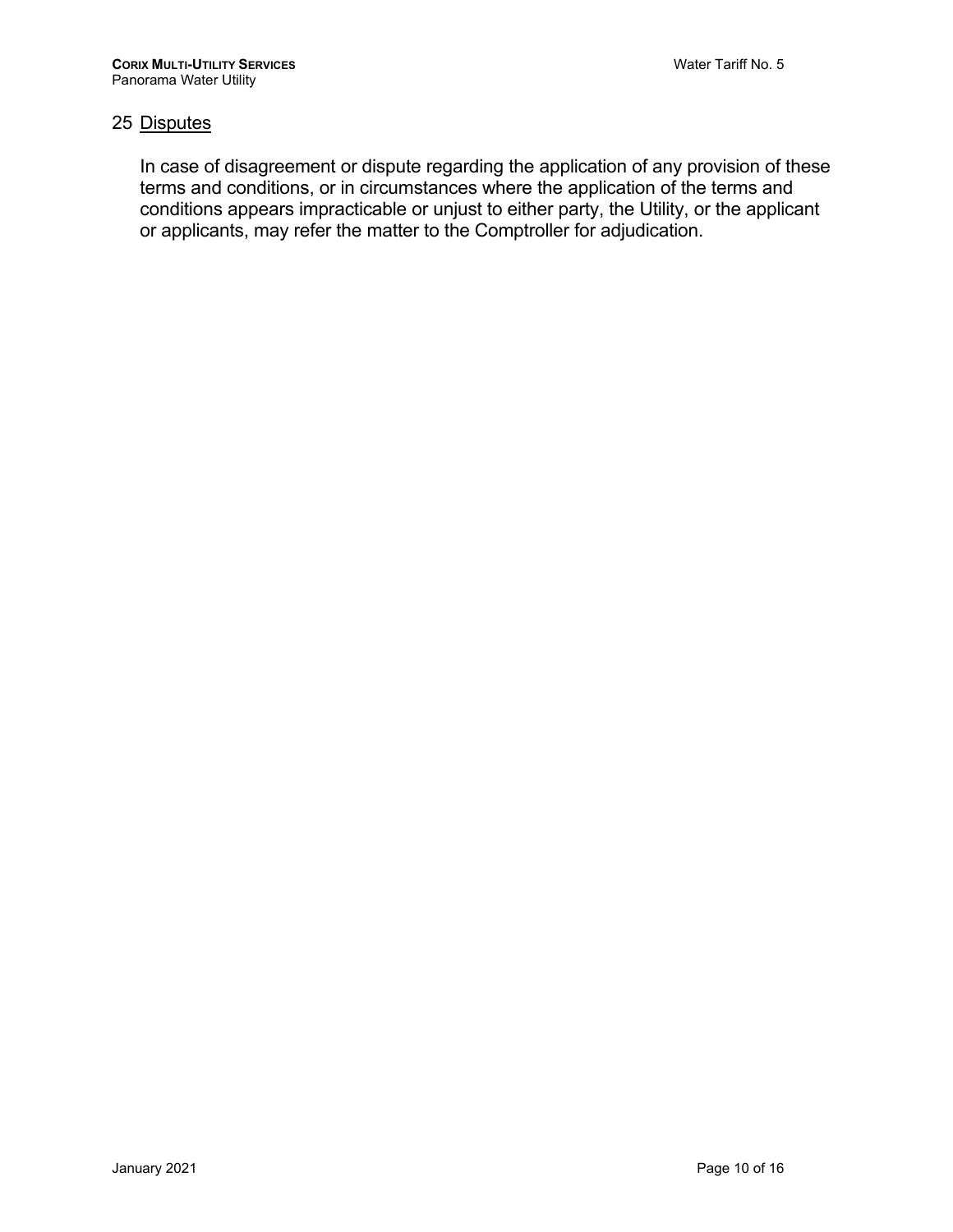## 25 Disputes

In case of disagreement or dispute regarding the application of any provision of these terms and conditions, or in circumstances where the application of the terms and conditions appears impracticable or unjust to either party, the Utility, or the applicant or applicants, may refer the matter to the Comptroller for adjudication.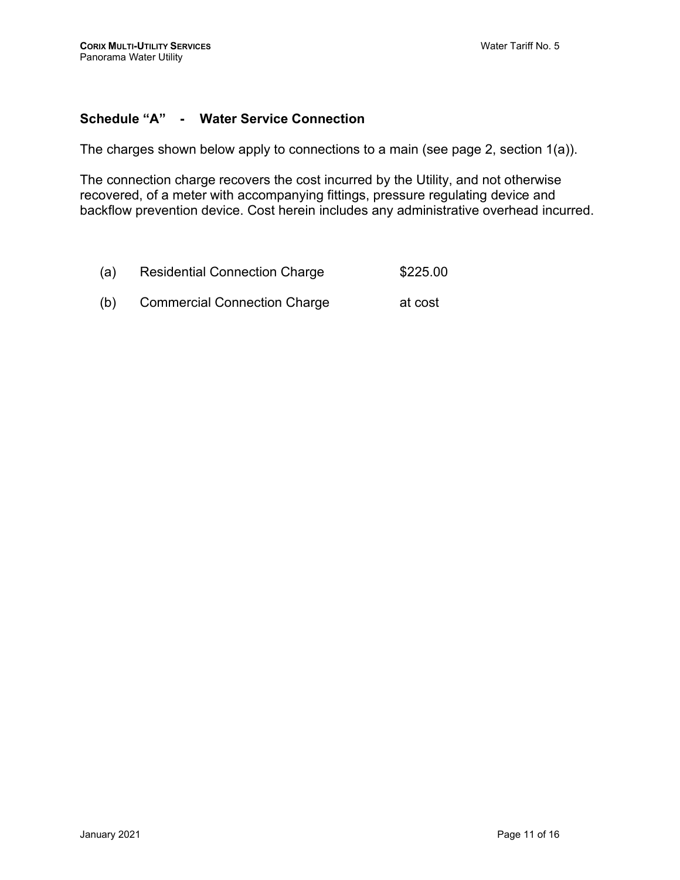## Schedule "A" - Water Service Connection

The charges shown below apply to connections to a main (see page 2, section 1(a)).

The connection charge recovers the cost incurred by the Utility, and not otherwise recovered, of a meter with accompanying fittings, pressure regulating device and backflow prevention device. Cost herein includes any administrative overhead incurred.

| | | |
|---|---|---|
| (a) | Residential Connection Charge | $225.00 |
| (b) | Commercial Connection Charge | at cost |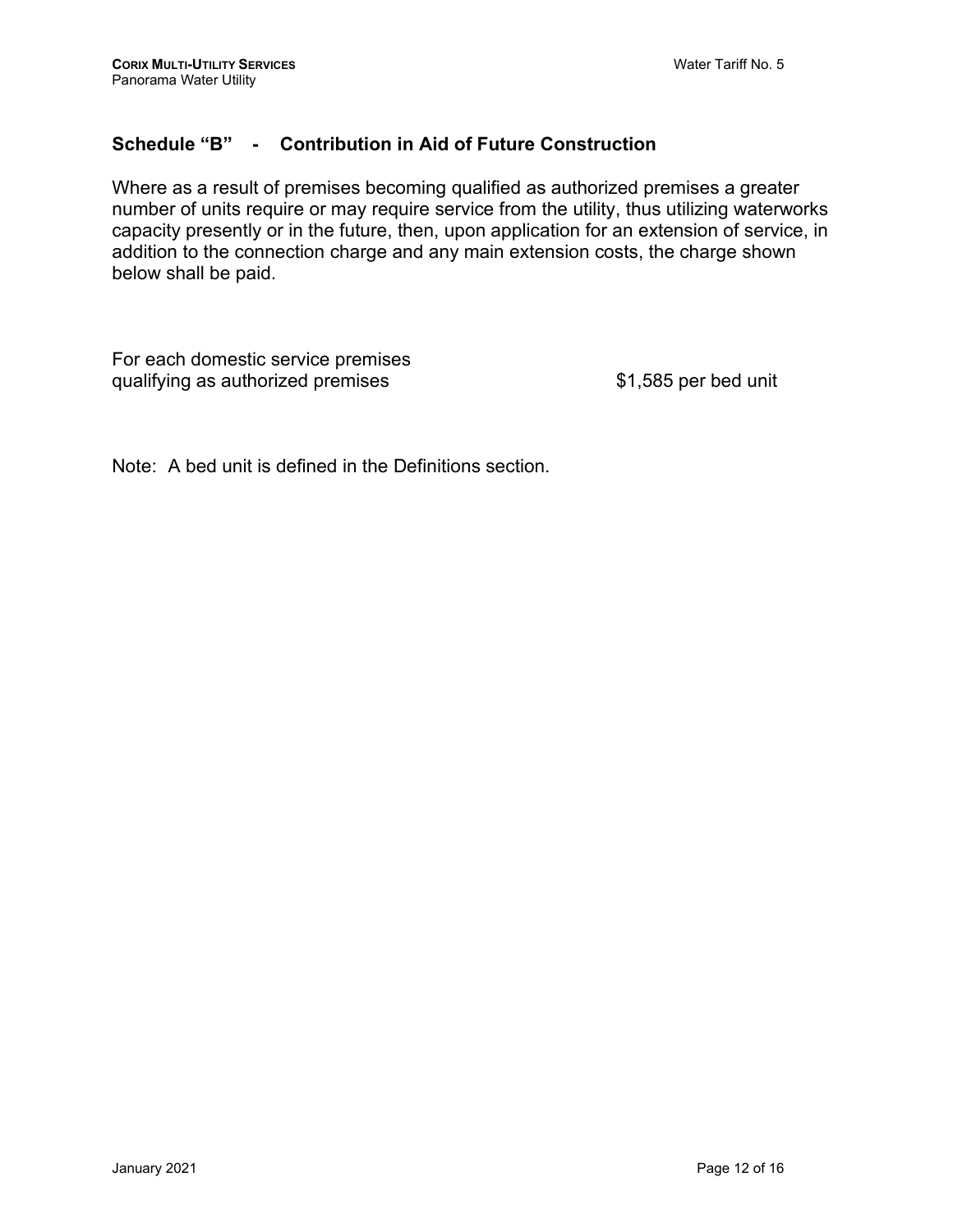## Schedule "B" - Contribution in Aid of Future Construction

Where as a result of premises becoming qualified as authorized premises a greater number of units require or may require service from the utility, thus utilizing waterworks capacity presently or in the future, then, upon application for an extension of service, in addition to the connection charge and any main extension costs, the charge shown below shall be paid.

| | |
|---|---|
| For each domestic service premises qualifying as authorized premises | $1,585 per bed unit |

Note: A bed unit is defined in the Definitions section.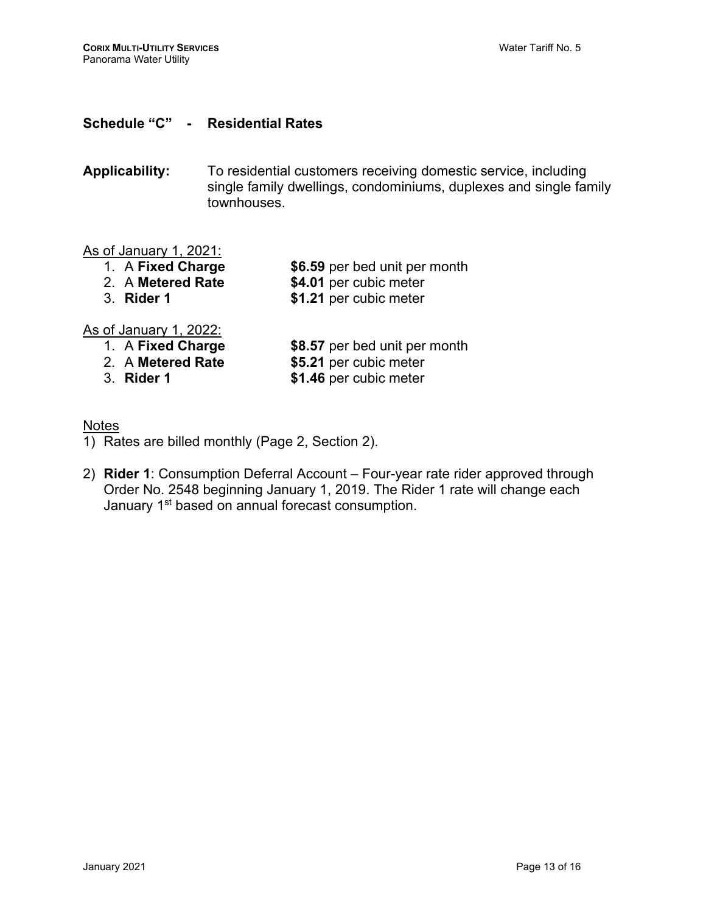## Schedule “C” - Residential Rates

**Applicability:** To residential customers receiving domestic service, including single family dwellings, condominiums, duplexes and single family townhouses.

As of January 1, 2021:

1. A **Fixed Charge** — **$6.59** per bed unit per month
2. A **Metered Rate** — **$4.01** per cubic meter
3. **Rider 1** — **$1.21** per cubic meter

As of January 1, 2022:

1. A **Fixed Charge** — **$8.57** per bed unit per month
2. A **Metered Rate** — **$5.21** per cubic meter
3. **Rider 1** — **$1.46** per cubic meter

Notes

1) Rates are billed monthly (Page 2, Section 2).

2) **Rider 1**: Consumption Deferral Account – Four-year rate rider approved through Order No. 2548 beginning January 1, 2019. The Rider 1 rate will change each January 1st based on annual forecast consumption.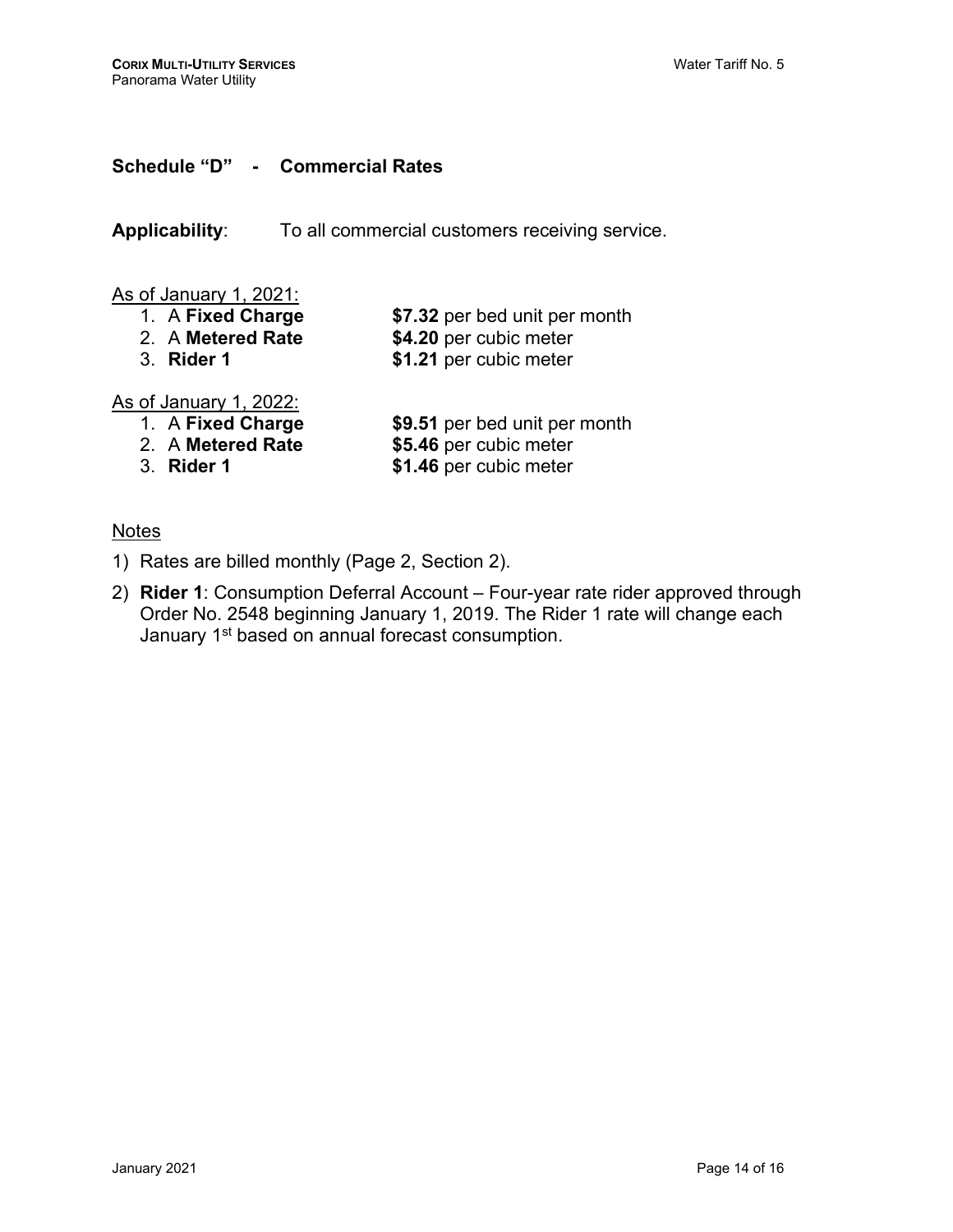## Schedule "D" - Commercial Rates

**Applicability**: To all commercial customers receiving service.

As of January 1, 2021:

1. A **Fixed Charge** **$7.32** per bed unit per month
2. A **Metered Rate** **$4.20** per cubic meter
3. **Rider 1** **$1.21** per cubic meter

As of January 1, 2022:

1. A **Fixed Charge** **$9.51** per bed unit per month
2. A **Metered Rate** **$5.46** per cubic meter
3. **Rider 1** **$1.46** per cubic meter

Notes

1) Rates are billed monthly (Page 2, Section 2).
2) **Rider 1**: Consumption Deferral Account – Four-year rate rider approved through Order No. 2548 beginning January 1, 2019. The Rider 1 rate will change each January 1st based on annual forecast consumption.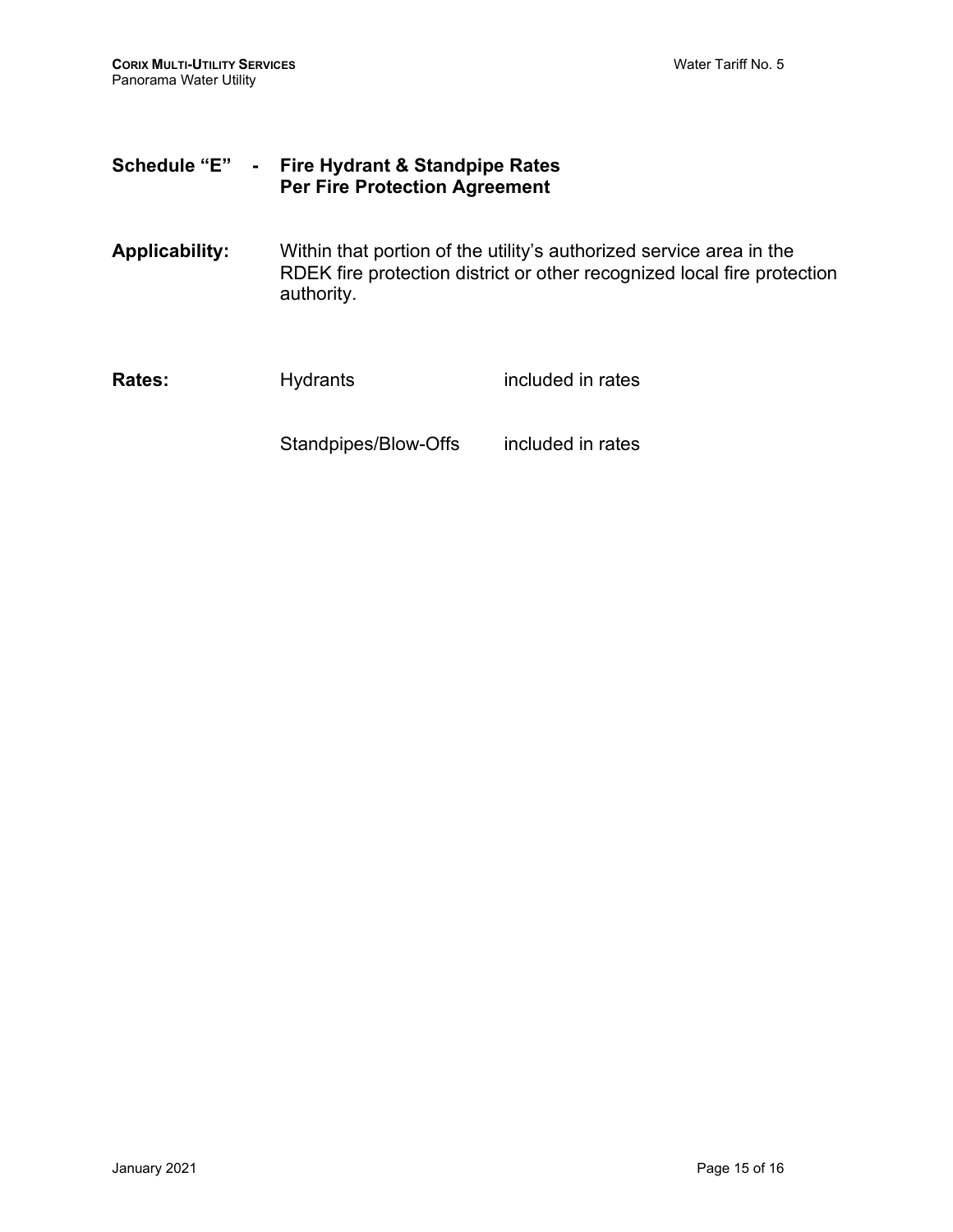## Schedule "E" - Fire Hydrant & Standpipe Rates Per Fire Protection Agreement

**Applicability:** Within that portion of the utility's authorized service area in the RDEK fire protection district or other recognized local fire protection authority.

**Rates:**

| | |
|---|---|
| Hydrants | included in rates |
| Standpipes/Blow-Offs | included in rates |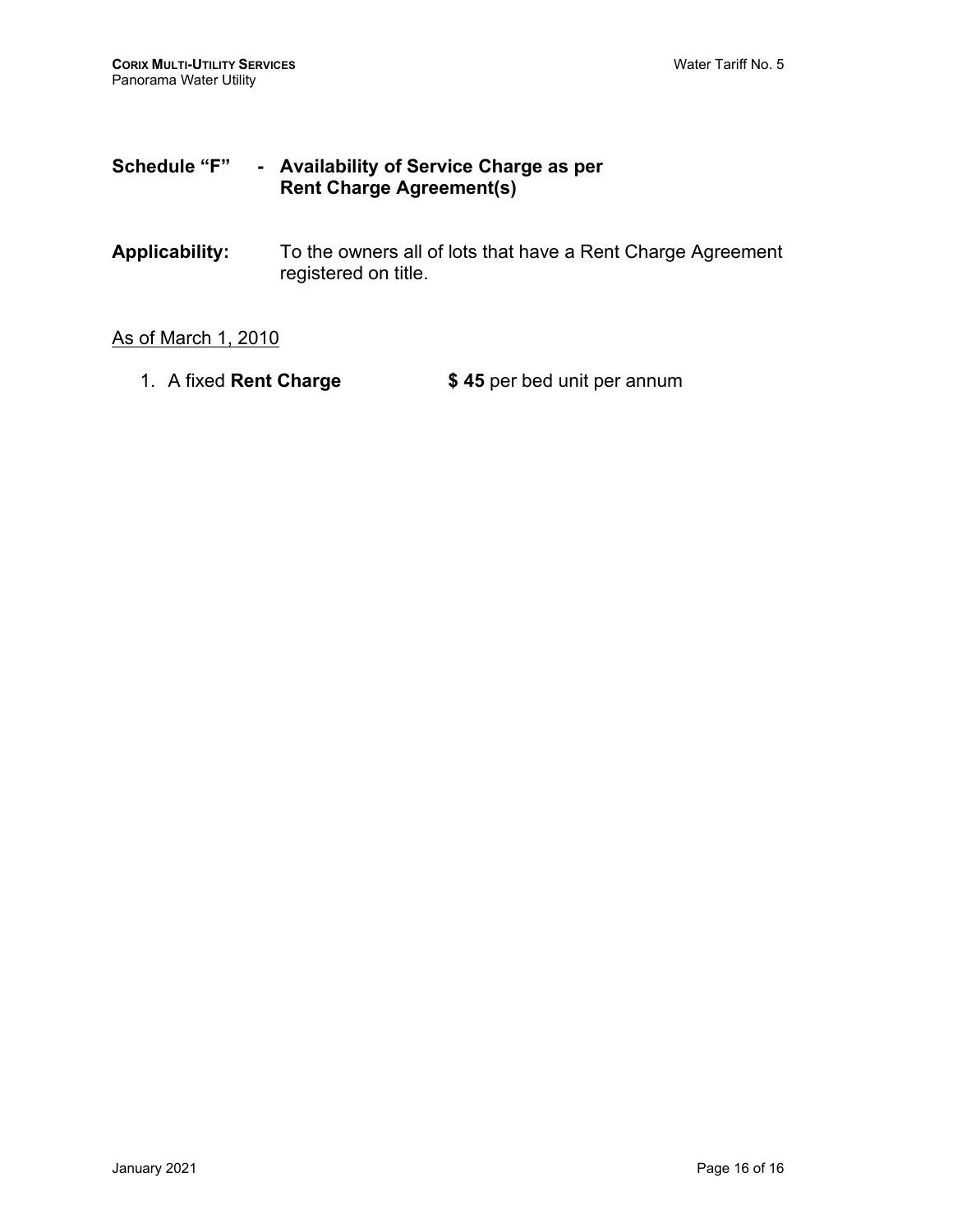## Schedule "F" - Availability of Service Charge as per Rent Charge Agreement(s)

**Applicability:** To the owners all of lots that have a Rent Charge Agreement registered on title.

As of March 1, 2010

1. A fixed **Rent Charge** **$ 45** per bed unit per annum